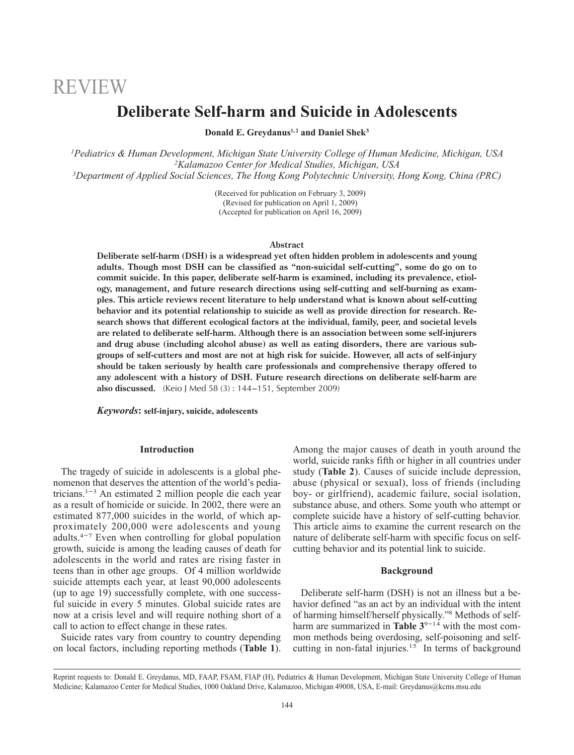REVIEW

# Deliberate Self-harm and Suicide in Adolescents

**Donald E. Greydanus[1,2] and Daniel Shek[3]**

[1]Pediatrics & Human Development, Michigan State University College of Human Medicine, Michigan, USA
[2]Kalamazoo Center for Medical Studies, Michigan, USA
[3]Department of Applied Social Sciences, The Hong Kong Polytechnic University, Hong Kong, China (PRC)

(Received for publication on February 3, 2009)
(Revised for publication on April 1, 2009)
(Accepted for publication on April 16, 2009)

### Abstract

**Deliberate self-harm (DSH) is a widespread yet often hidden problem in adolescents and young adults. Though most DSH can be classified as "non-suicidal self-cutting", some do go on to commit suicide. In this paper, deliberate self-harm is examined, including its prevalence, etiology, management, and future research directions using self-cutting and self-burning as examples. This article reviews recent literature to help understand what is known about self-cutting behavior and its potential relationship to suicide as well as provide direction for research. Research shows that different ecological factors at the individual, family, peer, and societal levels are related to deliberate self-harm. Although there is an association between some self-injurers and drug abuse (including alcohol abuse) as well as eating disorders, there are various subgroups of self-cutters and most are not at high risk for suicide. However, all acts of self-injury should be taken seriously by health care professionals and comprehensive therapy offered to any adolescent with a history of DSH. Future research directions on deliberate self-harm are also discussed.** (Keio J Med 58 (3) : 144–151, September 2009)

***Keywords*: self-injury, suicide, adolescents**

## Introduction

The tragedy of suicide in adolescents is a global phenomenon that deserves the attention of the world's pediatricians.[1−3] An estimated 2 million people die each year as a result of homicide or suicide. In 2002, there were an estimated 877,000 suicides in the world, of which approximately 200,000 were adolescents and young adults.[4−7] Even when controlling for global population growth, suicide is among the leading causes of death for adolescents in the world and rates are rising faster in teens than in other age groups. Of 4 million worldwide suicide attempts each year, at least 90,000 adolescents (up to age 19) successfully complete, with one successful suicide in every 5 minutes. Global suicide rates are now at a crisis level and will require nothing short of a call to action to effect change in these rates.

Suicide rates vary from country to country depending on local factors, including reporting methods (**Table 1**). Among the major causes of death in youth around the world, suicide ranks fifth or higher in all countries under study (**Table 2**). Causes of suicide include depression, abuse (physical or sexual), loss of friends (including boy- or girlfriend), academic failure, social isolation, substance abuse, and others. Some youth who attempt or complete suicide have a history of self-cutting behavior. This article aims to examine the current research on the nature of deliberate self-harm with specific focus on self-cutting behavior and its potential link to suicide.

## Background

Deliberate self-harm (DSH) is not an illness but a behavior defined "as an act by an individual with the intent of harming himself/herself physically."[8] Methods of self-harm are summarized in **Table 3**[9−14] with the most common methods being overdosing, self-poisoning and self-cutting in non-fatal injuries.[15] In terms of background

---

Reprint requests to: Donald E. Greydanus, MD, FAAP, FSAM, FIAP (H), Pediatrics & Human Development, Michigan State University College of Human Medicine; Kalamazoo Center for Medical Studies, 1000 Oakland Drive, Kalamazoo, Michigan 49008, USA, E-mail: Greydanus@kcms.msu.edu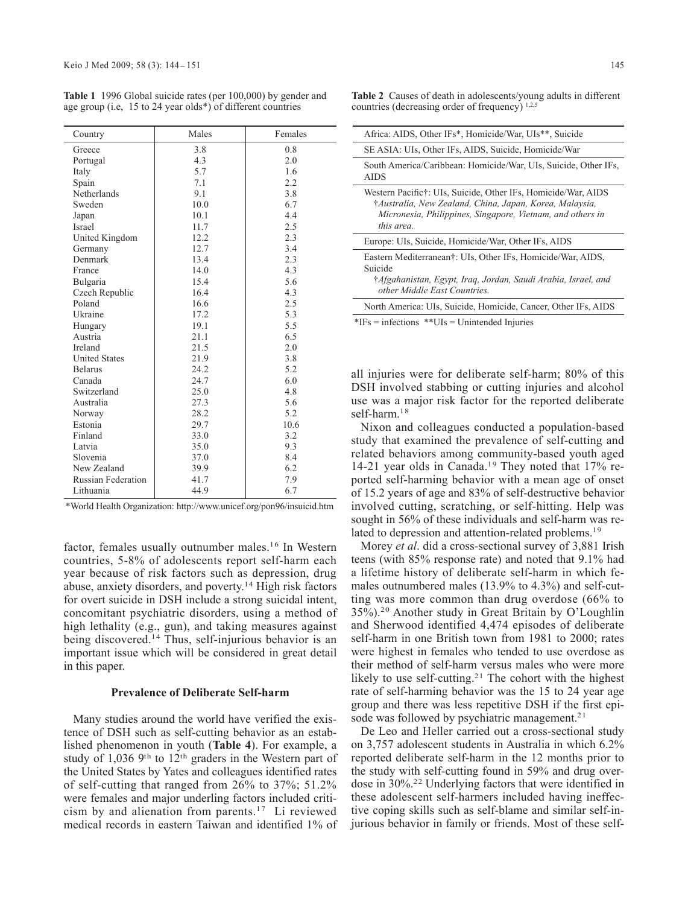**Table 1** 1996 Global suicide rates (per 100,000) by gender and age group (i.e, 15 to 24 year olds*) of different countries

| Country | Males | Females |
|---|---|---|
| Greece | 3.8 | 0.8 |
| Portugal | 4.3 | 2.0 |
| Italy | 5.7 | 1.6 |
| Spain | 7.1 | 2.2 |
| Netherlands | 9.1 | 3.8 |
| Sweden | 10.0 | 6.7 |
| Japan | 10.1 | 4.4 |
| Israel | 11.7 | 2.5 |
| United Kingdom | 12.2 | 2.3 |
| Germany | 12.7 | 3.4 |
| Denmark | 13.4 | 2.3 |
| France | 14.0 | 4.3 |
| Bulgaria | 15.4 | 5.6 |
| Czech Republic | 16.4 | 4.3 |
| Poland | 16.6 | 2.5 |
| Ukraine | 17.2 | 5.3 |
| Hungary | 19.1 | 5.5 |
| Austria | 21.1 | 6.5 |
| Ireland | 21.5 | 2.0 |
| United States | 21.9 | 3.8 |
| Belarus | 24.2 | 5.2 |
| Canada | 24.7 | 6.0 |
| Switzerland | 25.0 | 4.8 |
| Australia | 27.3 | 5.6 |
| Norway | 28.2 | 5.2 |
| Estonia | 29.7 | 10.6 |
| Finland | 33.0 | 3.2 |
| Latvia | 35.0 | 9.3 |
| Slovenia | 37.0 | 8.4 |
| New Zealand | 39.9 | 6.2 |
| Russian Federation | 41.7 | 7.9 |
| Lithuania | 44.9 | 6.7 |

*World Health Organization: http://www.unicef.org/pon96/insuicid.htm

**Table 2** Causes of death in adolescents/young adults in different countries (decreasing order of frequency) [1,2,5]

| |
|---|
| Africa: AIDS, Other IFs*, Homicide/War, UIs**, Suicide |
| SE ASIA: UIs, Other IFs, AIDS, Suicide, Homicide/War |
| South America/Caribbean: Homicide/War, UIs, Suicide, Other IFs, AIDS |
| Western Pacific†: UIs, Suicide, Other IFs, Homicide/War, AIDS †*Australia, New Zealand, China, Japan, Korea, Malaysia, Micronesia, Philippines, Singapore, Vietnam, and others in this area.* |
| Europe: UIs, Suicide, Homicide/War, Other IFs, AIDS |
| Eastern Mediterranean†: UIs, Other IFs, Homicide/War, AIDS, Suicide †*Afgahanistan, Egypt, Iraq, Jordan, Saudi Arabia, Israel, and other Middle East Countries.* |
| North America: UIs, Suicide, Homicide, Cancer, Other IFs, AIDS |

*IFs = infections **UIs = Unintended Injuries

factor, females usually outnumber males.[16] In Western countries, 5-8% of adolescents report self-harm each year because of risk factors such as depression, drug abuse, anxiety disorders, and poverty.[14] High risk factors for overt suicide in DSH include a strong suicidal intent, concomitant psychiatric disorders, using a method of high lethality (e.g., gun), and taking measures against being discovered.[14] Thus, self-injurious behavior is an important issue which will be considered in great detail in this paper.

## Prevalence of Deliberate Self-harm

Many studies around the world have verified the existence of DSH such as self-cutting behavior as an established phenomenon in youth (**Table 4**). For example, a study of 1,036 9th to 12th graders in the Western part of the United States by Yates and colleagues identified rates of self-cutting that ranged from 26% to 37%; 51.2% were females and major underling factors included criticism by and alienation from parents.[17] Li reviewed medical records in eastern Taiwan and identified 1% of all injuries were for deliberate self-harm; 80% of this DSH involved stabbing or cutting injuries and alcohol use was a major risk factor for the reported deliberate self-harm.[18]

Nixon and colleagues conducted a population-based study that examined the prevalence of self-cutting and related behaviors among community-based youth aged 14-21 year olds in Canada.[19] They noted that 17% reported self-harming behavior with a mean age of onset of 15.2 years of age and 83% of self-destructive behavior involved cutting, scratching, or self-hitting. Help was sought in 56% of these individuals and self-harm was related to depression and attention-related problems.[19]

Morey *et al*. did a cross-sectional survey of 3,881 Irish teens (with 85% response rate) and noted that 9.1% had a lifetime history of deliberate self-harm in which females outnumbered males (13.9% to 4.3%) and self-cutting was more common than drug overdose (66% to 35%).[20] Another study in Great Britain by O'Loughlin and Sherwood identified 4,474 episodes of deliberate self-harm in one British town from 1981 to 2000; rates were highest in females who tended to use overdose as their method of self-harm versus males who were more likely to use self-cutting.[21] The cohort with the highest rate of self-harming behavior was the 15 to 24 year age group and there was less repetitive DSH if the first episode was followed by psychiatric management.[21]

De Leo and Heller carried out a cross-sectional study on 3,757 adolescent students in Australia in which 6.2% reported deliberate self-harm in the 12 months prior to the study with self-cutting found in 59% and drug overdose in 30%.[22] Underlying factors that were identified in these adolescent self-harmers included having ineffective coping skills such as self-blame and similar self-injurious behavior in family or friends. Most of these self-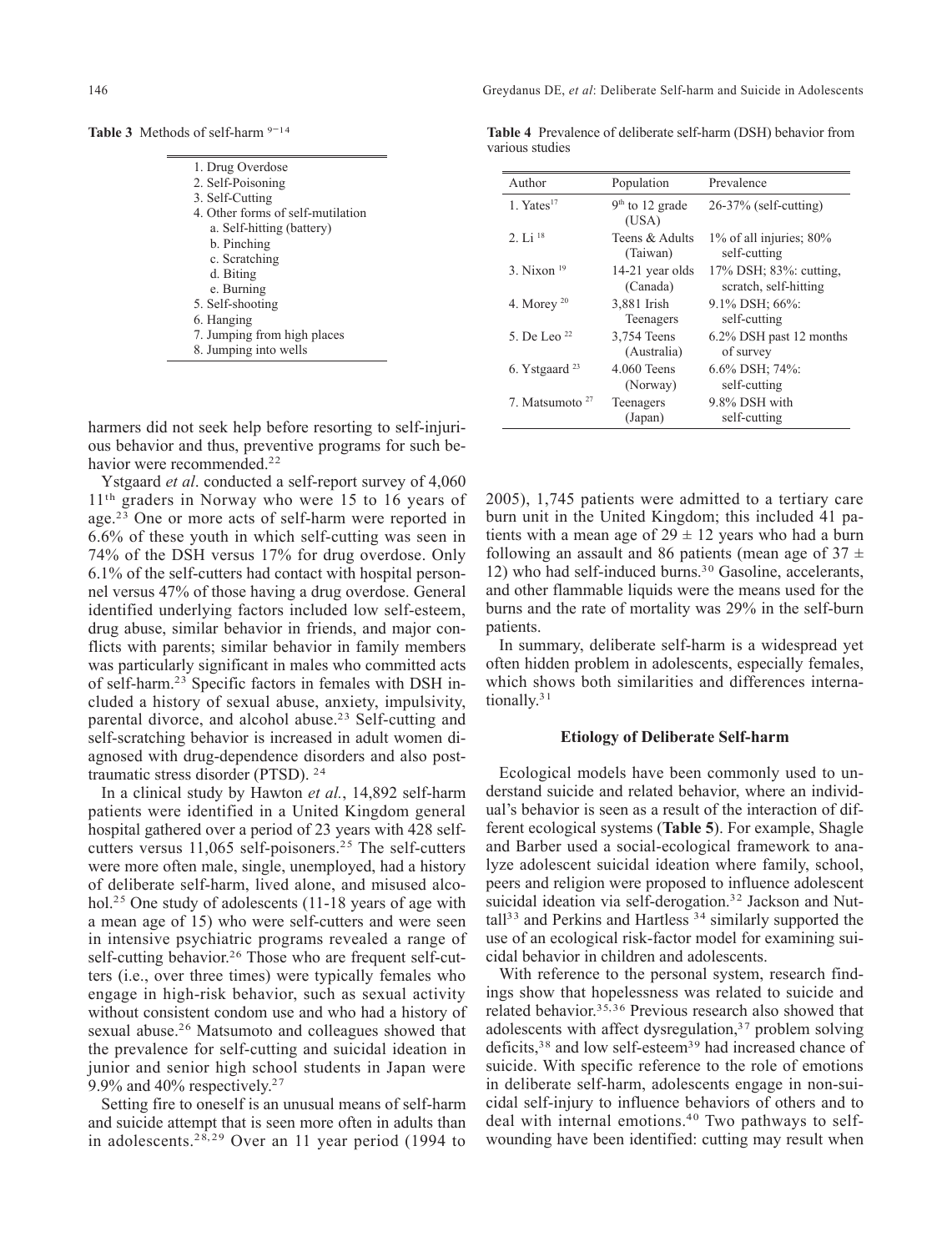**Table 3** Methods of self-harm [9–14]

1. Drug Overdose
2. Self-Poisoning
3. Self-Cutting
4. Other forms of self-mutilation
   a. Self-hitting (battery)
   b. Pinching
   c. Scratching
   d. Biting
   e. Burning
5. Self-shooting
6. Hanging
7. Jumping from high places
8. Jumping into wells

**Table 4** Prevalence of deliberate self-harm (DSH) behavior from various studies

| Author | Population | Prevalence |
|---|---|---|
| 1. Yates[17] | 9th to 12 grade (USA) | 26-37% (self-cutting) |
| 2. Li [18] | Teens & Adults (Taiwan) | 1% of all injuries; 80% self-cutting |
| 3. Nixon [19] | 14-21 year olds (Canada) | 17% DSH; 83%: cutting, scratch, self-hitting |
| 4. Morey [20] | 3,881 Irish Teenagers | 9.1% DSH; 66%: self-cutting |
| 5. De Leo [22] | 3,754 Teens (Australia) | 6.2% DSH past 12 months of survey |
| 6. Ystgaard [23] | 4.060 Teens (Norway) | 6.6% DSH; 74%: self-cutting |
| 7. Matsumoto [27] | Teenagers (Japan) | 9.8% DSH with self-cutting |

harmers did not seek help before resorting to self-injurious behavior and thus, preventive programs for such behavior were recommended.[22]

Ystgaard *et al*. conducted a self-report survey of 4,060 11th graders in Norway who were 15 to 16 years of age.[23] One or more acts of self-harm were reported in 6.6% of these youth in which self-cutting was seen in 74% of the DSH versus 17% for drug overdose. Only 6.1% of the self-cutters had contact with hospital personnel versus 47% of those having a drug overdose. General identified underlying factors included low self-esteem, drug abuse, similar behavior in friends, and major conflicts with parents; similar behavior in family members was particularly significant in males who committed acts of self-harm.[23] Specific factors in females with DSH included a history of sexual abuse, anxiety, impulsivity, parental divorce, and alcohol abuse.[23] Self-cutting and self-scratching behavior is increased in adult women diagnosed with drug-dependence disorders and also post-traumatic stress disorder (PTSD). [24]

In a clinical study by Hawton *et al.*, 14,892 self-harm patients were identified in a United Kingdom general hospital gathered over a period of 23 years with 428 self-cutters versus 11,065 self-poisoners.[25] The self-cutters were more often male, single, unemployed, had a history of deliberate self-harm, lived alone, and misused alcohol.[25] One study of adolescents (11-18 years of age with a mean age of 15) who were self-cutters and were seen in intensive psychiatric programs revealed a range of self-cutting behavior.[26] Those who are frequent self-cutters (i.e., over three times) were typically females who engage in high-risk behavior, such as sexual activity without consistent condom use and who had a history of sexual abuse.[26] Matsumoto and colleagues showed that the prevalence for self-cutting and suicidal ideation in junior and senior high school students in Japan were 9.9% and 40% respectively.[27]

Setting fire to oneself is an unusual means of self-harm and suicide attempt that is seen more often in adults than in adolescents.[28,29] Over an 11 year period (1994 to 2005), 1,745 patients were admitted to a tertiary care burn unit in the United Kingdom; this included 41 patients with a mean age of 29 ± 12 years who had a burn following an assault and 86 patients (mean age of 37 ± 12) who had self-induced burns.[30] Gasoline, accelerants, and other flammable liquids were the means used for the burns and the rate of mortality was 29% in the self-burn patients.

In summary, deliberate self-harm is a widespread yet often hidden problem in adolescents, especially females, which shows both similarities and differences internationally.[31]

## Etiology of Deliberate Self-harm

Ecological models have been commonly used to understand suicide and related behavior, where an individual's behavior is seen as a result of the interaction of different ecological systems (**Table 5**). For example, Shagle and Barber used a social-ecological framework to analyze adolescent suicidal ideation where family, school, peers and religion were proposed to influence adolescent suicidal ideation via self-derogation.[32] Jackson and Nuttall[33] and Perkins and Hartless [34] similarly supported the use of an ecological risk-factor model for examining suicidal behavior in children and adolescents.

With reference to the personal system, research findings show that hopelessness was related to suicide and related behavior.[35,36] Previous research also showed that adolescents with affect dysregulation,[37] problem solving deficits,[38] and low self-esteem[39] had increased chance of suicide. With specific reference to the role of emotions in deliberate self-harm, adolescents engage in non-suicidal self-injury to influence behaviors of others and to deal with internal emotions.[40] Two pathways to self-wounding have been identified: cutting may result when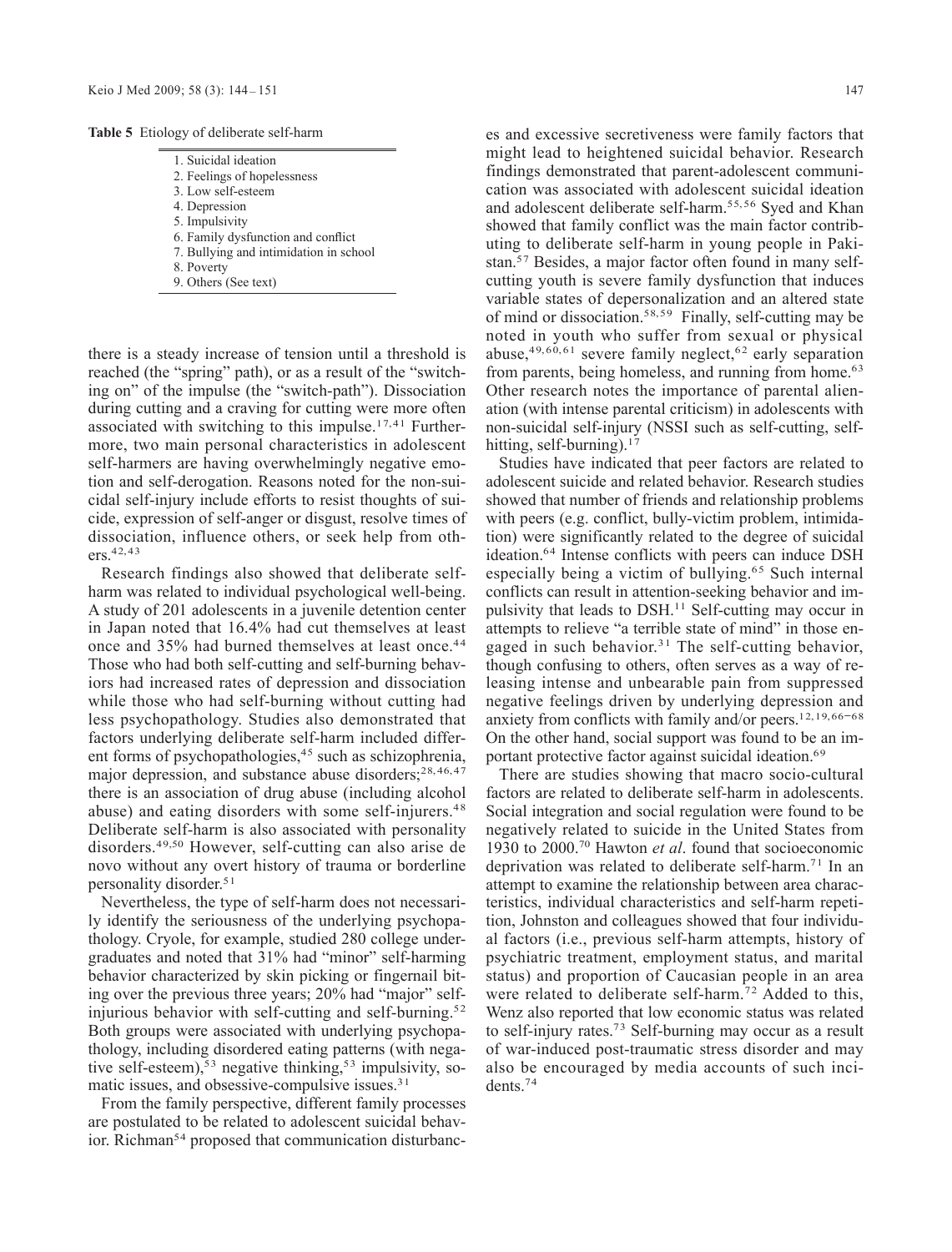**Table 5** Etiology of deliberate self-harm

| |
|---|
| 1. Suicidal ideation |
| 2. Feelings of hopelessness |
| 3. Low self-esteem |
| 4. Depression |
| 5. Impulsivity |
| 6. Family dysfunction and conflict |
| 7. Bullying and intimidation in school |
| 8. Poverty |
| 9. Others (See text) |

there is a steady increase of tension until a threshold is reached (the "spring" path), or as a result of the "switching on" of the impulse (the "switch-path"). Dissociation during cutting and a craving for cutting were more often associated with switching to this impulse.[17,41] Furthermore, two main personal characteristics in adolescent self-harmers are having overwhelmingly negative emotion and self-derogation. Reasons noted for the non-suicidal self-injury include efforts to resist thoughts of suicide, expression of self-anger or disgust, resolve times of dissociation, influence others, or seek help from others.[42,43]

Research findings also showed that deliberate self-harm was related to individual psychological well-being. A study of 201 adolescents in a juvenile detention center in Japan noted that 16.4% had cut themselves at least once and 35% had burned themselves at least once.[44] Those who had both self-cutting and self-burning behaviors had increased rates of depression and dissociation while those who had self-burning without cutting had less psychopathology. Studies also demonstrated that factors underlying deliberate self-harm included different forms of psychopathologies,[45] such as schizophrenia, major depression, and substance abuse disorders;[28,46,47] there is an association of drug abuse (including alcohol abuse) and eating disorders with some self-injurers.[48] Deliberate self-harm is also associated with personality disorders.[49,50] However, self-cutting can also arise de novo without any overt history of trauma or borderline personality disorder.[51]

Nevertheless, the type of self-harm does not necessarily identify the seriousness of the underlying psychopathology. Cryole, for example, studied 280 college undergraduates and noted that 31% had "minor" self-harming behavior characterized by skin picking or fingernail biting over the previous three years; 20% had "major" self-injurious behavior with self-cutting and self-burning.[52] Both groups were associated with underlying psychopathology, including disordered eating patterns (with negative self-esteem),[53] negative thinking,[53] impulsivity, somatic issues, and obsessive-compulsive issues.[31]

From the family perspective, different family processes are postulated to be related to adolescent suicidal behavior. Richman[54] proposed that communication disturbances and excessive secretiveness were family factors that might lead to heightened suicidal behavior. Research findings demonstrated that parent-adolescent communication was associated with adolescent suicidal ideation and adolescent deliberate self-harm.[55,56] Syed and Khan showed that family conflict was the main factor contributing to deliberate self-harm in young people in Pakistan.[57] Besides, a major factor often found in many self-cutting youth is severe family dysfunction that induces variable states of depersonalization and an altered state of mind or dissociation.[58,59] Finally, self-cutting may be noted in youth who suffer from sexual or physical abuse,[49,60,61] severe family neglect,[62] early separation from parents, being homeless, and running from home.[63] Other research notes the importance of parental alienation (with intense parental criticism) in adolescents with non-suicidal self-injury (NSSI such as self-cutting, self-hitting, self-burning).[17]

Studies have indicated that peer factors are related to adolescent suicide and related behavior. Research studies showed that number of friends and relationship problems with peers (e.g. conflict, bully-victim problem, intimidation) were significantly related to the degree of suicidal ideation.[64] Intense conflicts with peers can induce DSH especially being a victim of bullying.[65] Such internal conflicts can result in attention-seeking behavior and impulsivity that leads to DSH.[11] Self-cutting may occur in attempts to relieve "a terrible state of mind" in those engaged in such behavior.[31] The self-cutting behavior, though confusing to others, often serves as a way of releasing intense and unbearable pain from suppressed negative feelings driven by underlying depression and anxiety from conflicts with family and/or peers.[12,19,66–68] On the other hand, social support was found to be an important protective factor against suicidal ideation.[69]

There are studies showing that macro socio-cultural factors are related to deliberate self-harm in adolescents. Social integration and social regulation were found to be negatively related to suicide in the United States from 1930 to 2000.[70] Hawton *et al*. found that socioeconomic deprivation was related to deliberate self-harm.[71] In an attempt to examine the relationship between area characteristics, individual characteristics and self-harm repetition, Johnston and colleagues showed that four individual factors (i.e., previous self-harm attempts, history of psychiatric treatment, employment status, and marital status) and proportion of Caucasian people in an area were related to deliberate self-harm.[72] Added to this, Wenz also reported that low economic status was related to self-injury rates.[73] Self-burning may occur as a result of war-induced post-traumatic stress disorder and may also be encouraged by media accounts of such incidents.[74]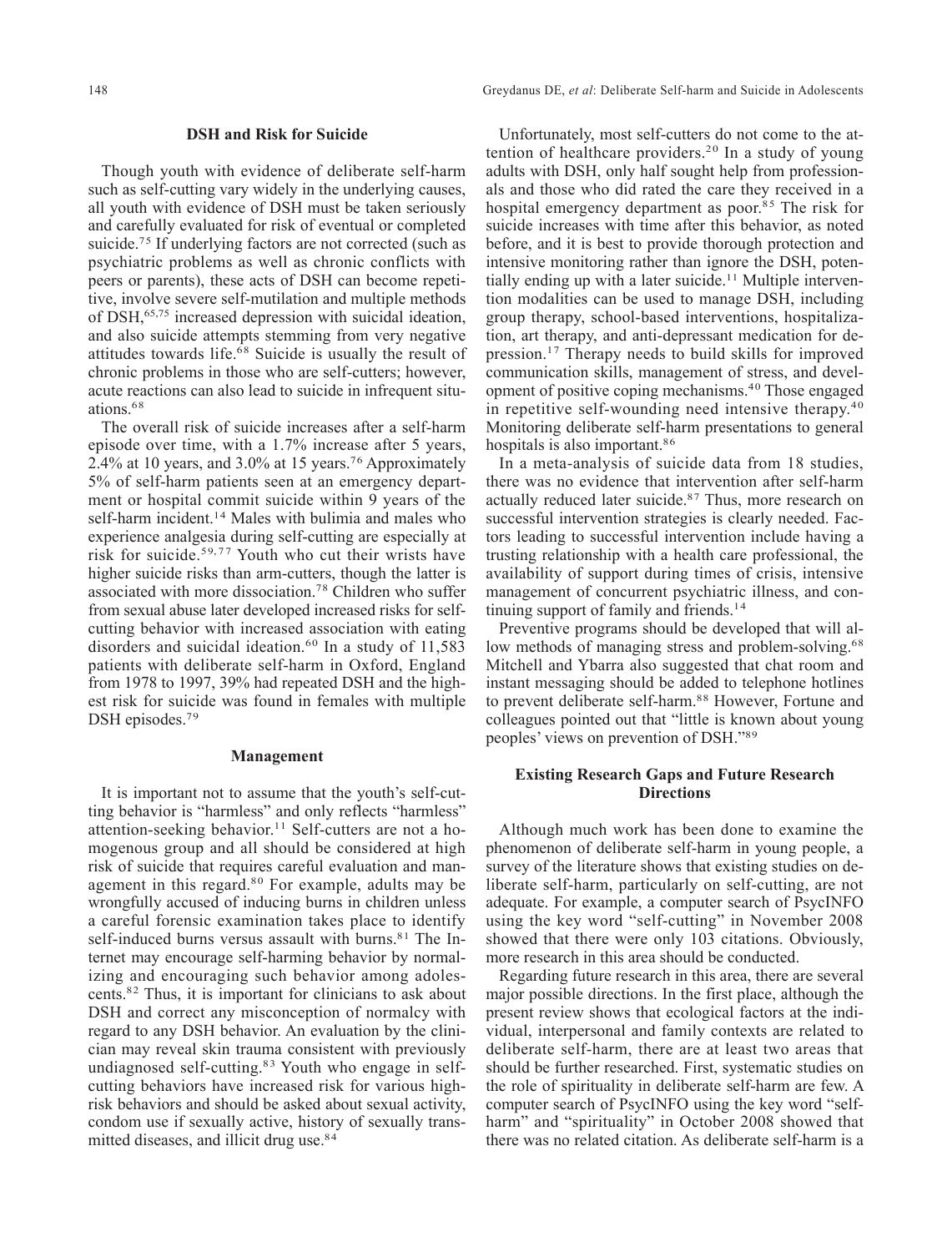## DSH and Risk for Suicide

Though youth with evidence of deliberate self-harm such as self-cutting vary widely in the underlying causes, all youth with evidence of DSH must be taken seriously and carefully evaluated for risk of eventual or completed suicide.[75] If underlying factors are not corrected (such as psychiatric problems as well as chronic conflicts with peers or parents), these acts of DSH can become repetitive, involve severe self-mutilation and multiple methods of DSH,[65,75] increased depression with suicidal ideation, and also suicide attempts stemming from very negative attitudes towards life.[68] Suicide is usually the result of chronic problems in those who are self-cutters; however, acute reactions can also lead to suicide in infrequent situations.[68]

The overall risk of suicide increases after a self-harm episode over time, with a 1.7% increase after 5 years, 2.4% at 10 years, and 3.0% at 15 years.[76] Approximately 5% of self-harm patients seen at an emergency department or hospital commit suicide within 9 years of the self-harm incident.[14] Males with bulimia and males who experience analgesia during self-cutting are especially at risk for suicide.[59,77] Youth who cut their wrists have higher suicide risks than arm-cutters, though the latter is associated with more dissociation.[78] Children who suffer from sexual abuse later developed increased risks for self-cutting behavior with increased association with eating disorders and suicidal ideation.[60] In a study of 11,583 patients with deliberate self-harm in Oxford, England from 1978 to 1997, 39% had repeated DSH and the highest risk for suicide was found in females with multiple DSH episodes.[79]

## Management

It is important not to assume that the youth's self-cutting behavior is "harmless" and only reflects "harmless" attention-seeking behavior.[11] Self-cutters are not a homogenous group and all should be considered at high risk of suicide that requires careful evaluation and management in this regard.[80] For example, adults may be wrongfully accused of inducing burns in children unless a careful forensic examination takes place to identify self-induced burns versus assault with burns.[81] The Internet may encourage self-harming behavior by normalizing and encouraging such behavior among adolescents.[82] Thus, it is important for clinicians to ask about DSH and correct any misconception of normalcy with regard to any DSH behavior. An evaluation by the clinician may reveal skin trauma consistent with previously undiagnosed self-cutting.[83] Youth who engage in self-cutting behaviors have increased risk for various high-risk behaviors and should be asked about sexual activity, condom use if sexually active, history of sexually transmitted diseases, and illicit drug use.[84]

Unfortunately, most self-cutters do not come to the attention of healthcare providers.[20] In a study of young adults with DSH, only half sought help from professionals and those who did rated the care they received in a hospital emergency department as poor.[85] The risk for suicide increases with time after this behavior, as noted before, and it is best to provide thorough protection and intensive monitoring rather than ignore the DSH, potentially ending up with a later suicide.[11] Multiple intervention modalities can be used to manage DSH, including group therapy, school-based interventions, hospitalization, art therapy, and anti-depressant medication for depression.[17] Therapy needs to build skills for improved communication skills, management of stress, and development of positive coping mechanisms.[40] Those engaged in repetitive self-wounding need intensive therapy.[40] Monitoring deliberate self-harm presentations to general hospitals is also important.[86]

In a meta-analysis of suicide data from 18 studies, there was no evidence that intervention after self-harm actually reduced later suicide.[87] Thus, more research on successful intervention strategies is clearly needed. Factors leading to successful intervention include having a trusting relationship with a health care professional, the availability of support during times of crisis, intensive management of concurrent psychiatric illness, and continuing support of family and friends.[14]

Preventive programs should be developed that will allow methods of managing stress and problem-solving.[68] Mitchell and Ybarra also suggested that chat room and instant messaging should be added to telephone hotlines to prevent deliberate self-harm.[88] However, Fortune and colleagues pointed out that "little is known about young peoples' views on prevention of DSH."[89]

## Existing Research Gaps and Future Research Directions

Although much work has been done to examine the phenomenon of deliberate self-harm in young people, a survey of the literature shows that existing studies on deliberate self-harm, particularly on self-cutting, are not adequate. For example, a computer search of PsycINFO using the key word "self-cutting" in November 2008 showed that there were only 103 citations. Obviously, more research in this area should be conducted.

Regarding future research in this area, there are several major possible directions. In the first place, although the present review shows that ecological factors at the individual, interpersonal and family contexts are related to deliberate self-harm, there are at least two areas that should be further researched. First, systematic studies on the role of spirituality in deliberate self-harm are few. A computer search of PsycINFO using the key word "self-harm" and "spirituality" in October 2008 showed that there was no related citation. As deliberate self-harm is a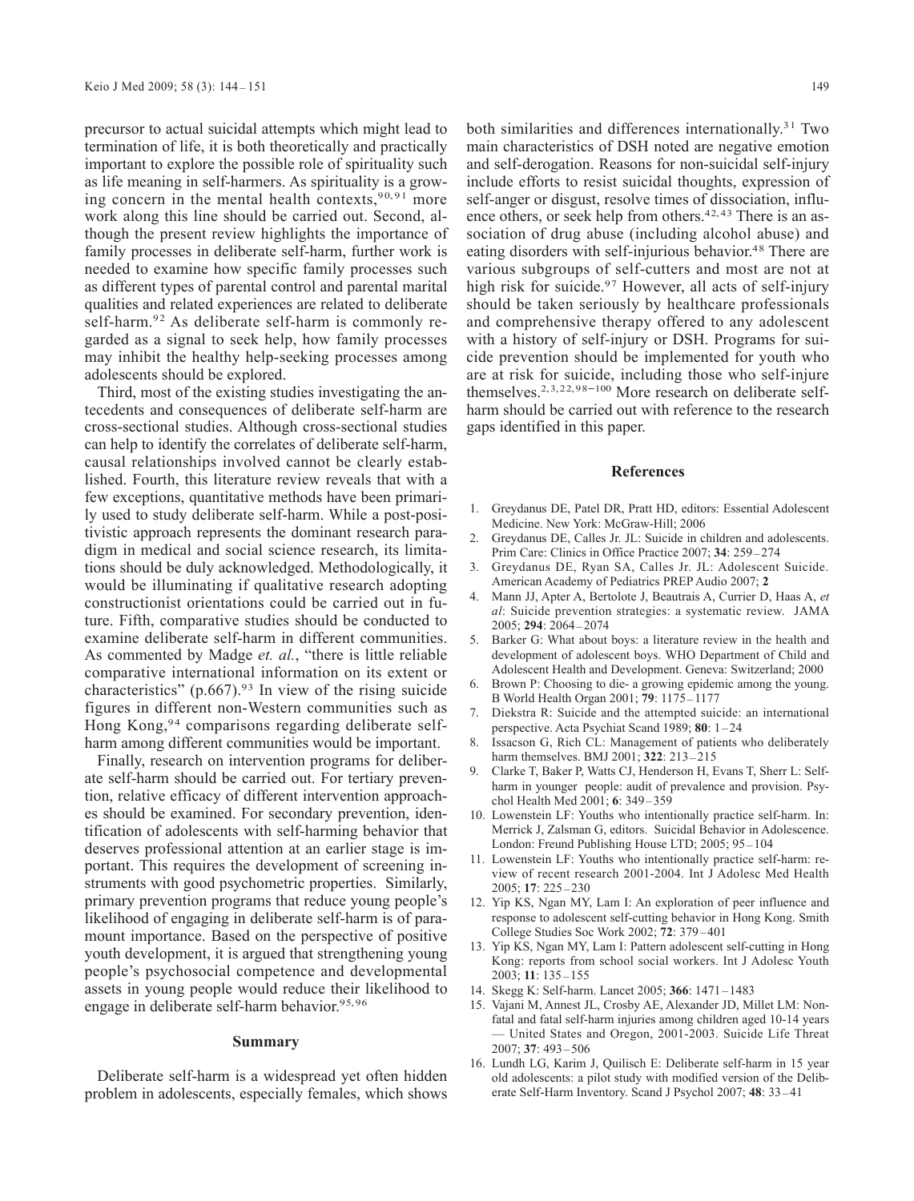precursor to actual suicidal attempts which might lead to termination of life, it is both theoretically and practically important to explore the possible role of spirituality such as life meaning in self-harmers. As spirituality is a growing concern in the mental health contexts,[90,91] more work along this line should be carried out. Second, although the present review highlights the importance of family processes in deliberate self-harm, further work is needed to examine how specific family processes such as different types of parental control and parental marital qualities and related experiences are related to deliberate self-harm.[92] As deliberate self-harm is commonly regarded as a signal to seek help, how family processes may inhibit the healthy help-seeking processes among adolescents should be explored.

Third, most of the existing studies investigating the antecedents and consequences of deliberate self-harm are cross-sectional studies. Although cross-sectional studies can help to identify the correlates of deliberate self-harm, causal relationships involved cannot be clearly established. Fourth, this literature review reveals that with a few exceptions, quantitative methods have been primarily used to study deliberate self-harm. While a post-positivistic approach represents the dominant research paradigm in medical and social science research, its limitations should be duly acknowledged. Methodologically, it would be illuminating if qualitative research adopting constructionist orientations could be carried out in future. Fifth, comparative studies should be conducted to examine deliberate self-harm in different communities. As commented by Madge *et. al.*, "there is little reliable comparative international information on its extent or characteristics" (p.667).[93] In view of the rising suicide figures in different non-Western communities such as Hong Kong,[94] comparisons regarding deliberate self-harm among different communities would be important.

Finally, research on intervention programs for deliberate self-harm should be carried out. For tertiary prevention, relative efficacy of different intervention approaches should be examined. For secondary prevention, identification of adolescents with self-harming behavior that deserves professional attention at an earlier stage is important. This requires the development of screening instruments with good psychometric properties. Similarly, primary prevention programs that reduce young people's likelihood of engaging in deliberate self-harm is of paramount importance. Based on the perspective of positive youth development, it is argued that strengthening young people's psychosocial competence and developmental assets in young people would reduce their likelihood to engage in deliberate self-harm behavior.[95,96]

## Summary

Deliberate self-harm is a widespread yet often hidden problem in adolescents, especially females, which shows both similarities and differences internationally.[31] Two main characteristics of DSH noted are negative emotion and self-derogation. Reasons for non-suicidal self-injury include efforts to resist suicidal thoughts, expression of self-anger or disgust, resolve times of dissociation, influence others, or seek help from others.[42,43] There is an association of drug abuse (including alcohol abuse) and eating disorders with self-injurious behavior.[48] There are various subgroups of self-cutters and most are not at high risk for suicide.[97] However, all acts of self-injury should be taken seriously by healthcare professionals and comprehensive therapy offered to any adolescent with a history of self-injury or DSH. Programs for suicide prevention should be implemented for youth who are at risk for suicide, including those who self-injure themselves.[2,3,22,98–100] More research on deliberate self-harm should be carried out with reference to the research gaps identified in this paper.

## References

1. Greydanus DE, Patel DR, Pratt HD, editors: Essential Adolescent Medicine. New York: McGraw-Hill; 2006
2. Greydanus DE, Calles Jr. JL: Suicide in children and adolescents. Prim Care: Clinics in Office Practice 2007; **34**: 259–274
3. Greydanus DE, Ryan SA, Calles Jr. JL: Adolescent Suicide. American Academy of Pediatrics PREP Audio 2007; **2**
4. Mann JJ, Apter A, Bertolote J, Beautrais A, Currier D, Haas A, *et al*: Suicide prevention strategies: a systematic review. JAMA 2005; **294**: 2064–2074
5. Barker G: What about boys: a literature review in the health and development of adolescent boys. WHO Department of Child and Adolescent Health and Development. Geneva: Switzerland; 2000
6. Brown P: Choosing to die- a growing epidemic among the young. B World Health Organ 2001; **79**: 1175–1177
7. Diekstra R: Suicide and the attempted suicide: an international perspective. Acta Psychiat Scand 1989; **80**: 1–24
8. Issacson G, Rich CL: Management of patients who deliberately harm themselves. BMJ 2001; **322**: 213–215
9. Clarke T, Baker P, Watts CJ, Henderson H, Evans T, Sherr L: Self-harm in younger people: audit of prevalence and provision. Psychol Health Med 2001; **6**: 349–359
10. Lowenstein LF: Youths who intentionally practice self-harm. In: Merrick J, Zalsman G, editors. Suicidal Behavior in Adolescence. London: Freund Publishing House LTD; 2005; 95–104
11. Lowenstein LF: Youths who intentionally practice self-harm: review of recent research 2001-2004. Int J Adolesc Med Health 2005; **17**: 225–230
12. Yip KS, Ngan MY, Lam I: An exploration of peer influence and response to adolescent self-cutting behavior in Hong Kong. Smith College Studies Soc Work 2002; **72**: 379–401
13. Yip KS, Ngan MY, Lam I: Pattern adolescent self-cutting in Hong Kong: reports from school social workers. Int J Adolesc Youth 2003; **11**: 135–155
14. Skegg K: Self-harm. Lancet 2005; **366**: 1471–1483
15. Vajani M, Annest JL, Crosby AE, Alexander JD, Millet LM: Nonfatal and fatal self-harm injuries among children aged 10-14 years — United States and Oregon, 2001-2003. Suicide Life Threat 2007; **37**: 493–506
16. Lundh LG, Karim J, Quilisch E: Deliberate self-harm in 15 year old adolescents: a pilot study with modified version of the Deliberate Self-Harm Inventory. Scand J Psychol 2007; **48**: 33–41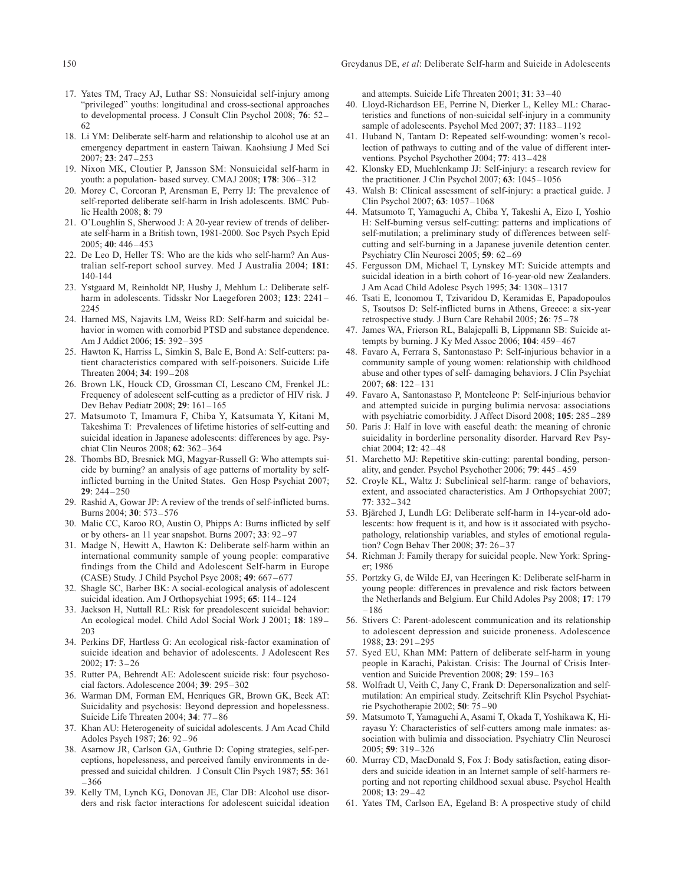17. Yates TM, Tracy AJ, Luthar SS: Nonsuicidal self-injury among "privileged" youths: longitudinal and cross-sectional approaches to developmental process. J Consult Clin Psychol 2008; **76**: 52–62
18. Li YM: Deliberate self-harm and relationship to alcohol use at an emergency department in eastern Taiwan. Kaohsiung J Med Sci 2007; **23**: 247–253
19. Nixon MK, Cloutier P, Jansson SM: Nonsuicidal self-harm in youth: a population- based survey. CMAJ 2008; **178**: 306–312
20. Morey C, Corcoran P, Arensman E, Perry IJ: The prevalence of self-reported deliberate self-harm in Irish adolescents. BMC Public Health 2008; **8**: 79
21. O'Loughlin S, Sherwood J: A 20-year review of trends of deliberate self-harm in a British town, 1981-2000. Soc Psych Psych Epid 2005; **40**: 446–453
22. De Leo D, Heller TS: Who are the kids who self-harm? An Australian self-report school survey. Med J Australia 2004; **181**: 140-144
23. Ystgaard M, Reinholdt NP, Husby J, Mehlum L: Deliberate self-harm in adolescents. Tidsskr Nor Laegeforen 2003; **123**: 2241–2245
24. Harned MS, Najavits LM, Weiss RD: Self-harm and suicidal behavior in women with comorbid PTSD and substance dependence. Am J Addict 2006; **15**: 392–395
25. Hawton K, Harriss L, Simkin S, Bale E, Bond A: Self-cutters: patient characteristics compared with self-poisoners. Suicide Life Threaten 2004; **34**: 199–208
26. Brown LK, Houck CD, Grossman CI, Lescano CM, Frenkel JL: Frequency of adolescent self-cutting as a predictor of HIV risk. J Dev Behav Pediatr 2008; **29**: 161–165
27. Matsumoto T, Imamura F, Chiba Y, Katsumata Y, Kitani M, Takeshima T: Prevalences of lifetime histories of self-cutting and suicidal ideation in Japanese adolescents: differences by age. Psychiat Clin Neuros 2008; **62**: 362–364
28. Thombs BD, Bresnick MG, Magyar-Russell G: Who attempts suicide by burning? an analysis of age patterns of mortality by self-inflicted burning in the United States. Gen Hosp Psychiat 2007; **29**: 244–250
29. Rashid A, Gowar JP: A review of the trends of self-inflicted burns. Burns 2004; **30**: 573–576
30. Malic CC, Karoo RO, Austin O, Phipps A: Burns inflicted by self or by others- an 11 year snapshot. Burns 2007; **33**: 92–97
31. Madge N, Hewitt A, Hawton K: Deliberate self-harm within an international community sample of young people: comparative findings from the Child and Adolescent Self-harm in Europe (CASE) Study. J Child Psychol Psyc 2008; **49**: 667–677
32. Shagle SC, Barber BK: A social-ecological analysis of adolescent suicidal ideation. Am J Orthopsychiat 1995; **65**: 114–124
33. Jackson H, Nuttall RL: Risk for preadolescent suicidal behavior: An ecological model. Child Adol Social Work J 2001; **18**: 189–203
34. Perkins DF, Hartless G: An ecological risk-factor examination of suicide ideation and behavior of adolescents. J Adolescent Res 2002; **17**: 3–26
35. Rutter PA, Behrendt AE: Adolescent suicide risk: four psychosocial factors. Adolescence 2004; **39**: 295–302
36. Warman DM, Forman EM, Henriques GR, Brown GK, Beck AT: Suicidality and psychosis: Beyond depression and hopelessness. Suicide Life Threaten 2004; **34**: 77–86
37. Khan AU: Heterogeneity of suicidal adolescents. J Am Acad Child Adoles Psych 1987; **26**: 92–96
38. Asarnow JR, Carlson GA, Guthrie D: Coping strategies, self-perceptions, hopelessness, and perceived family environments in depressed and suicidal children. J Consult Clin Psych 1987; **55**: 361–366
39. Kelly TM, Lynch KG, Donovan JE, Clar DB: Alcohol use disorders and risk factor interactions for adolescent suicidal ideation and attempts. Suicide Life Threaten 2001; **31**: 33–40
40. Lloyd-Richardson EE, Perrine N, Dierker L, Kelley ML: Characteristics and functions of non-suicidal self-injury in a community sample of adolescents. Psychol Med 2007; **37**: 1183–1192
41. Huband N, Tantam D: Repeated self-wounding: women's recollection of pathways to cutting and of the value of different interventions. Psychol Psychother 2004; **77**: 413–428
42. Klonsky ED, Muehlenkamp JJ: Self-injury: a research review for the practitioner. J Clin Psychol 2007; **63**: 1045–1056
43. Walsh B: Clinical assessment of self-injury: a practical guide. J Clin Psychol 2007; **63**: 1057–1068
44. Matsumoto T, Yamaguchi A, Chiba Y, Takeshi A, Eizo I, Yoshio H: Self-burning versus self-cutting: patterns and implications of self-mutilation; a preliminary study of differences between self-cutting and self-burning in a Japanese juvenile detention center. Psychiatry Clin Neurosci 2005; **59**: 62–69
45. Fergusson DM, Michael T, Lynskey MT: Suicide attempts and suicidal ideation in a birth cohort of 16-year-old new Zealanders. J Am Acad Child Adolesc Psych 1995; **34**: 1308–1317
46. Tsati E, Iconomou T, Tzivaridou D, Keramidas E, Papadopoulos S, Tsoutsos D: Self-inflicted burns in Athens, Greece: a six-year retrospective study. J Burn Care Rehabil 2005; **26**: 75–78
47. James WA, Frierson RL, Balajepalli B, Lippmann SB: Suicide attempts by burning. J Ky Med Assoc 2006; **104**: 459–467
48. Favaro A, Ferrara S, Santonastaso P: Self-injurious behavior in a community sample of young women: relationship with childhood abuse and other types of self- damaging behaviors. J Clin Psychiat 2007; **68**: 122–131
49. Favaro A, Santonastaso P, Monteleone P: Self-injurious behavior and attempted suicide in purging bulimia nervosa: associations with psychiatric comorbidity. J Affect Disord 2008; **105**: 285–289
50. Paris J: Half in love with easeful death: the meaning of chronic suicidality in borderline personality disorder. Harvard Rev Psychiat 2004; **12**: 42–48
51. Marchetto MJ: Repetitive skin-cutting: parental bonding, personality, and gender. Psychol Psychother 2006; **79**: 445–459
52. Croyle KL, Waltz J: Subclinical self-harm: range of behaviors, extent, and associated characteristics. Am J Orthopsychiat 2007; **77**: 332–342
53. Bjärehed J, Lundh LG: Deliberate self-harm in 14-year-old adolescents: how frequent is it, and how is it associated with psychopathology, relationship variables, and styles of emotional regulation? Cogn Behav Ther 2008; **37**: 26–37
54. Richman J: Family therapy for suicidal people. New York: Springer; 1986
55. Portzky G, de Wilde EJ, van Heeringen K: Deliberate self-harm in young people: differences in prevalence and risk factors between the Netherlands and Belgium. Eur Child Adoles Psy 2008; **17**: 179–186
56. Stivers C: Parent-adolescent communication and its relationship to adolescent depression and suicide proneness. Adolescence 1988; **23**: 291–295
57. Syed EU, Khan MM: Pattern of deliberate self-harm in young people in Karachi, Pakistan. Crisis: The Journal of Crisis Intervention and Suicide Prevention 2008; **29**: 159–163
58. Wolfradt U, Veith C, Jany C, Frank D: Depersonalization and self-mutilation: An empirical study. Zeitschrift Klin Psychol Psychiatrie Psychotherapie 2002; **50**: 75–90
59. Matsumoto T, Yamaguchi A, Asami T, Okada T, Yoshikawa K, Hirayasu Y: Characteristics of self-cutters among male inmates: association with bulimia and dissociation. Psychiatry Clin Neurosci 2005; **59**: 319–326
60. Murray CD, MacDonald S, Fox J: Body satisfaction, eating disorders and suicide ideation in an Internet sample of self-harmers reporting and not reporting childhood sexual abuse. Psychol Health 2008; **13**: 29–42
61. Yates TM, Carlson EA, Egeland B: A prospective study of child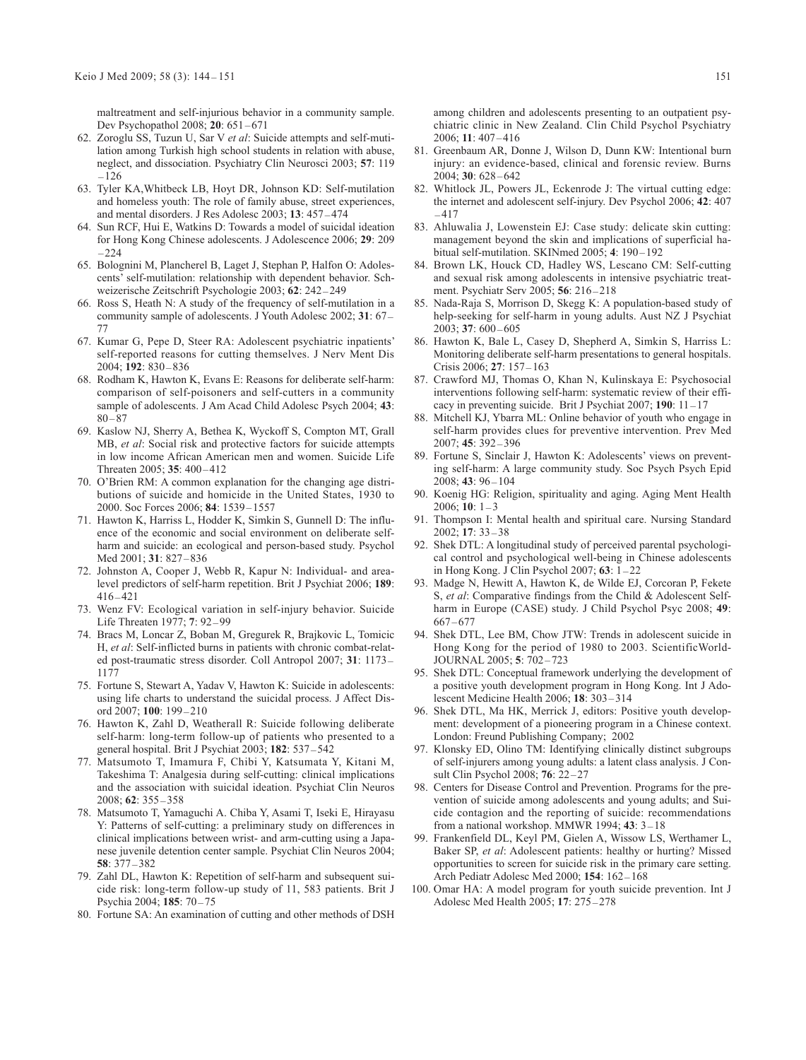maltreatment and self-injurious behavior in a community sample. Dev Psychopathol 2008; **20**: 651 – 671

62. Zoroglu SS, Tuzun U, Sar V *et al*: Suicide attempts and self-mutilation among Turkish high school students in relation with abuse, neglect, and dissociation. Psychiatry Clin Neurosci 2003; **57**: 119 – 126
63. Tyler KA,Whitbeck LB, Hoyt DR, Johnson KD: Self-mutilation and homeless youth: The role of family abuse, street experiences, and mental disorders. J Res Adolesc 2003; **13**: 457 – 474
64. Sun RCF, Hui E, Watkins D: Towards a model of suicidal ideation for Hong Kong Chinese adolescents. J Adolescence 2006; **29**: 209 – 224
65. Bolognini M, Plancherel B, Laget J, Stephan P, Halfon O: Adolescents' self-mutilation: relationship with dependent behavior. Schweizerische Zeitschrift Psychologie 2003; **62**: 242 – 249
66. Ross S, Heath N: A study of the frequency of self-mutilation in a community sample of adolescents. J Youth Adolesc 2002; **31**: 67 – 77
67. Kumar G, Pepe D, Steer RA: Adolescent psychiatric inpatients' self-reported reasons for cutting themselves. J Nerv Ment Dis 2004; **192**: 830 – 836
68. Rodham K, Hawton K, Evans E: Reasons for deliberate self-harm: comparison of self-poisoners and self-cutters in a community sample of adolescents. J Am Acad Child Adolesc Psych 2004; **43**: 80 – 87
69. Kaslow NJ, Sherry A, Bethea K, Wyckoff S, Compton MT, Grall MB, *et al*: Social risk and protective factors for suicide attempts in low income African American men and women. Suicide Life Threaten 2005; **35**: 400 – 412
70. O'Brien RM: A common explanation for the changing age distributions of suicide and homicide in the United States, 1930 to 2000. Soc Forces 2006; **84**: 1539 – 1557
71. Hawton K, Harriss L, Hodder K, Simkin S, Gunnell D: The influence of the economic and social environment on deliberate self-harm and suicide: an ecological and person-based study. Psychol Med 2001; **31**: 827 – 836
72. Johnston A, Cooper J, Webb R, Kapur N: Individual- and area-level predictors of self-harm repetition. Brit J Psychiat 2006; **189**: 416 – 421
73. Wenz FV: Ecological variation in self-injury behavior. Suicide Life Threaten 1977; **7**: 92 – 99
74. Bracs M, Loncar Z, Boban M, Gregurek R, Brajkovic L, Tomicic H, *et al*: Self-inflicted burns in patients with chronic combat-related post-traumatic stress disorder. Coll Antropol 2007; **31**: 1173 – 1177
75. Fortune S, Stewart A, Yadav V, Hawton K: Suicide in adolescents: using life charts to understand the suicidal process. J Affect Disord 2007; **100**: 199 – 210
76. Hawton K, Zahl D, Weatherall R: Suicide following deliberate self-harm: long-term follow-up of patients who presented to a general hospital. Brit J Psychiat 2003; **182**: 537 – 542
77. Matsumoto T, Imamura F, Chibi Y, Katsumata Y, Kitani M, Takeshima T: Analgesia during self-cutting: clinical implications and the association with suicidal ideation. Psychiat Clin Neuros 2008; **62**: 355 – 358
78. Matsumoto T, Yamaguchi A. Chiba Y, Asami T, Iseki E, Hirayasu Y: Patterns of self-cutting: a preliminary study on differences in clinical implications between wrist- and arm-cutting using a Japanese juvenile detention center sample. Psychiat Clin Neuros 2004; **58**: 377 – 382
79. Zahl DL, Hawton K: Repetition of self-harm and subsequent suicide risk: long-term follow-up study of 11, 583 patients. Brit J Psychia 2004; **185**: 70 – 75
80. Fortune SA: An examination of cutting and other methods of DSH among children and adolescents presenting to an outpatient psychiatric clinic in New Zealand. Clin Child Psychol Psychiatry 2006; **11**: 407 – 416
81. Greenbaum AR, Donne J, Wilson D, Dunn KW: Intentional burn injury: an evidence-based, clinical and forensic review. Burns 2004; **30**: 628 – 642
82. Whitlock JL, Powers JL, Eckenrode J: The virtual cutting edge: the internet and adolescent self-injury. Dev Psychol 2006; **42**: 407 – 417
83. Ahluwalia J, Lowenstein EJ: Case study: delicate skin cutting: management beyond the skin and implications of superficial habitual self-mutilation. SKINmed 2005; **4**: 190 – 192
84. Brown LK, Houck CD, Hadley WS, Lescano CM: Self-cutting and sexual risk among adolescents in intensive psychiatric treatment. Psychiatr Serv 2005; **56**: 216 – 218
85. Nada-Raja S, Morrison D, Skegg K: A population-based study of help-seeking for self-harm in young adults. Aust NZ J Psychiat 2003; **37**: 600 – 605
86. Hawton K, Bale L, Casey D, Shepherd A, Simkin S, Harriss L: Monitoring deliberate self-harm presentations to general hospitals. Crisis 2006; **27**: 157 – 163
87. Crawford MJ, Thomas O, Khan N, Kulinskaya E: Psychosocial interventions following self-harm: systematic review of their efficacy in preventing suicide. Brit J Psychiat 2007; **190**: 11 – 17
88. Mitchell KJ, Ybarra ML: Online behavior of youth who engage in self-harm provides clues for preventive intervention. Prev Med 2007; **45**: 392 – 396
89. Fortune S, Sinclair J, Hawton K: Adolescents' views on preventing self-harm: A large community study. Soc Psych Psych Epid 2008; **43**: 96 – 104
90. Koenig HG: Religion, spirituality and aging. Aging Ment Health 2006; **10**: 1 – 3
91. Thompson I: Mental health and spiritual care. Nursing Standard 2002; **17**: 33 – 38
92. Shek DTL: A longitudinal study of perceived parental psychological control and psychological well-being in Chinese adolescents in Hong Kong. J Clin Psychol 2007; **63**: 1 – 22
93. Madge N, Hewitt A, Hawton K, de Wilde EJ, Corcoran P, Fekete S, *et al*: Comparative findings from the Child & Adolescent Self-harm in Europe (CASE) study. J Child Psychol Psyc 2008; **49**: 667 – 677
94. Shek DTL, Lee BM, Chow JTW: Trends in adolescent suicide in Hong Kong for the period of 1980 to 2003. ScientificWorld-JOURNAL 2005; **5**: 702 – 723
95. Shek DTL: Conceptual framework underlying the development of a positive youth development program in Hong Kong. Int J Adolescent Medicine Health 2006; **18**: 303 – 314
96. Shek DTL, Ma HK, Merrick J, editors: Positive youth development: development of a pioneering program in a Chinese context. London: Freund Publishing Company; 2002
97. Klonsky ED, Olino TM: Identifying clinically distinct subgroups of self-injurers among young adults: a latent class analysis. J Consult Clin Psychol 2008; **76**: 22 – 27
98. Centers for Disease Control and Prevention. Programs for the prevention of suicide among adolescents and young adults; and Suicide contagion and the reporting of suicide: recommendations from a national workshop. MMWR 1994; **43**: 3 – 18
99. Frankenfield DL, Keyl PM, Gielen A, Wissow LS, Werthamer L, Baker SP, *et al*: Adolescent patients: healthy or hurting? Missed opportunities to screen for suicide risk in the primary care setting. Arch Pediatr Adolesc Med 2000; **154**: 162 – 168
100. Omar HA: A model program for youth suicide prevention. Int J Adolesc Med Health 2005; **17**: 275 – 278